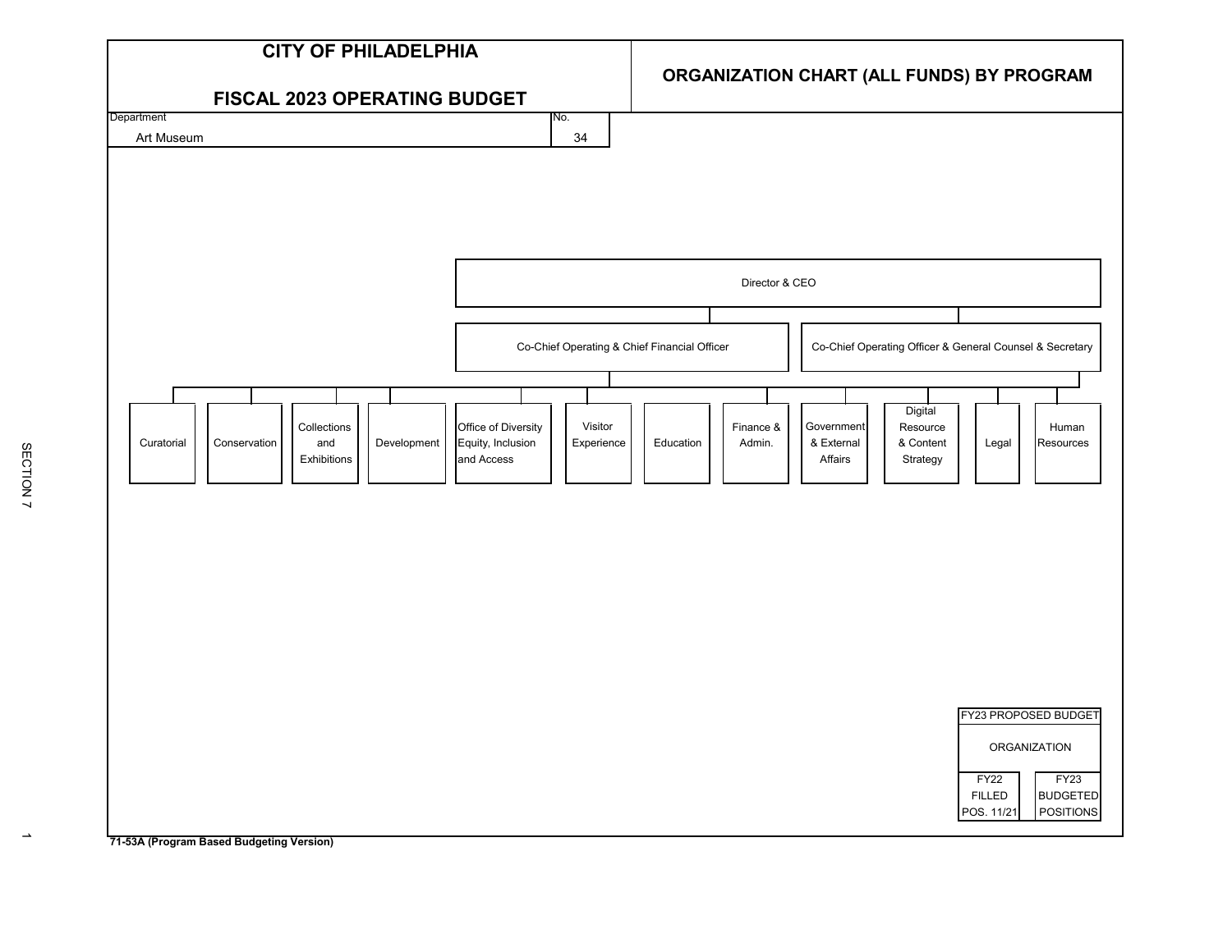# CITY OF PHILADELPHIA

## FISCAL 2023 OPERATING BUDGET

## ORGANIZATION CHART (ALL FUNDS) BY PROGRAM

| Department | No. |
|---|---|
| Art Museum | 34 |

- Director & CEO
  - Co-Chief Operating & Chief Financial Officer
  - Co-Chief Operating Officer & General Counsel & Secretary
    - Curatorial
    - Conservation
    - Collections and Exhibitions
    - Development
    - Office of Diversity Equity, Inclusion and Access
    - Visitor Experience
    - Education
    - Finance & Admin.
    - Government & External Affairs
    - Digital Resource & Content Strategy
    - Legal
    - Human Resources

| FY23 PROPOSED BUDGET | |
|---|---|
| ORGANIZATION | |
| FY22 FILLED POS. 11/21 | FY23 BUDGETED POSITIONS |

SECTION 7

71-53A (Program Based Budgeting Version)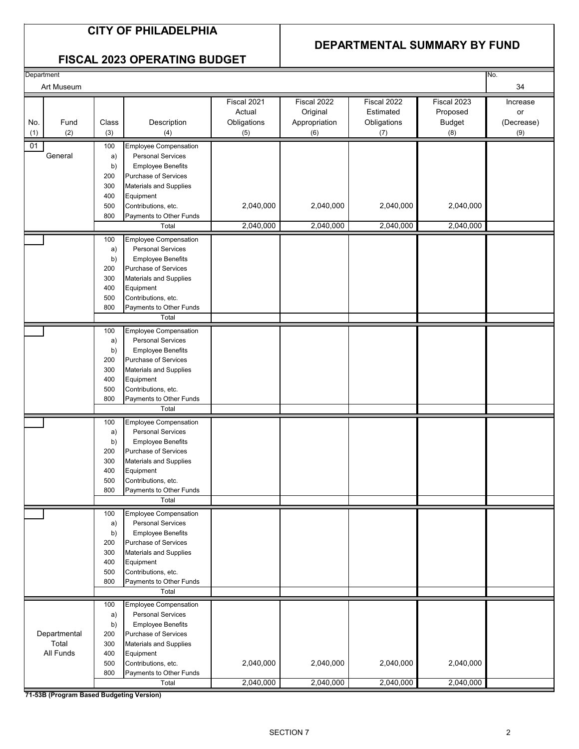# CITY OF PHILADELPHIA

## FISCAL 2023 OPERATING BUDGET

## DEPARTMENTAL SUMMARY BY FUND

Department: Art Museum

No.: 34

| No. (1) | Fund (2) | Class (3) | Description (4) | Fiscal 2021 Actual Obligations (5) | Fiscal 2022 Original Appropriation (6) | Fiscal 2022 Estimated Obligations (7) | Fiscal 2023 Proposed Budget (8) | Increase or (Decrease) (9) |
|---|---|---|---|---|---|---|---|---|
| 01 | General | 100 | Employee Compensation | | | | | |
| | | a) | Personal Services | | | | | |
| | | b) | Employee Benefits | | | | | |
| | | 200 | Purchase of Services | | | | | |
| | | 300 | Materials and Supplies | | | | | |
| | | 400 | Equipment | | | | | |
| | | 500 | Contributions, etc. | 2,040,000 | 2,040,000 | 2,040,000 | 2,040,000 | |
| | | 800 | Payments to Other Funds | | | | | |
| | | | Total | 2,040,000 | 2,040,000 | 2,040,000 | 2,040,000 | |
| | | 100 | Employee Compensation | | | | | |
| | | a) | Personal Services | | | | | |
| | | b) | Employee Benefits | | | | | |
| | | 200 | Purchase of Services | | | | | |
| | | 300 | Materials and Supplies | | | | | |
| | | 400 | Equipment | | | | | |
| | | 500 | Contributions, etc. | | | | | |
| | | 800 | Payments to Other Funds | | | | | |
| | | | Total | | | | | |
| | | 100 | Employee Compensation | | | | | |
| | | a) | Personal Services | | | | | |
| | | b) | Employee Benefits | | | | | |
| | | 200 | Purchase of Services | | | | | |
| | | 300 | Materials and Supplies | | | | | |
| | | 400 | Equipment | | | | | |
| | | 500 | Contributions, etc. | | | | | |
| | | 800 | Payments to Other Funds | | | | | |
| | | | Total | | | | | |
| | | 100 | Employee Compensation | | | | | |
| | | a) | Personal Services | | | | | |
| | | b) | Employee Benefits | | | | | |
| | | 200 | Purchase of Services | | | | | |
| | | 300 | Materials and Supplies | | | | | |
| | | 400 | Equipment | | | | | |
| | | 500 | Contributions, etc. | | | | | |
| | | 800 | Payments to Other Funds | | | | | |
| | | | Total | | | | | |
| | | 100 | Employee Compensation | | | | | |
| | | a) | Personal Services | | | | | |
| | | b) | Employee Benefits | | | | | |
| | | 200 | Purchase of Services | | | | | |
| | | 300 | Materials and Supplies | | | | | |
| | | 400 | Equipment | | | | | |
| | | 500 | Contributions, etc. | | | | | |
| | | 800 | Payments to Other Funds | | | | | |
| | | | Total | | | | | |
| | Departmental Total All Funds | 100 | Employee Compensation | | | | | |
| | | a) | Personal Services | | | | | |
| | | b) | Employee Benefits | | | | | |
| | | 200 | Purchase of Services | | | | | |
| | | 300 | Materials and Supplies | | | | | |
| | | 400 | Equipment | | | | | |
| | | 500 | Contributions, etc. | 2,040,000 | 2,040,000 | 2,040,000 | 2,040,000 | |
| | | 800 | Payments to Other Funds | | | | | |
| | | | Total | 2,040,000 | 2,040,000 | 2,040,000 | 2,040,000 | |

**71-53B (Program Based Budgeting Version)**

SECTION 7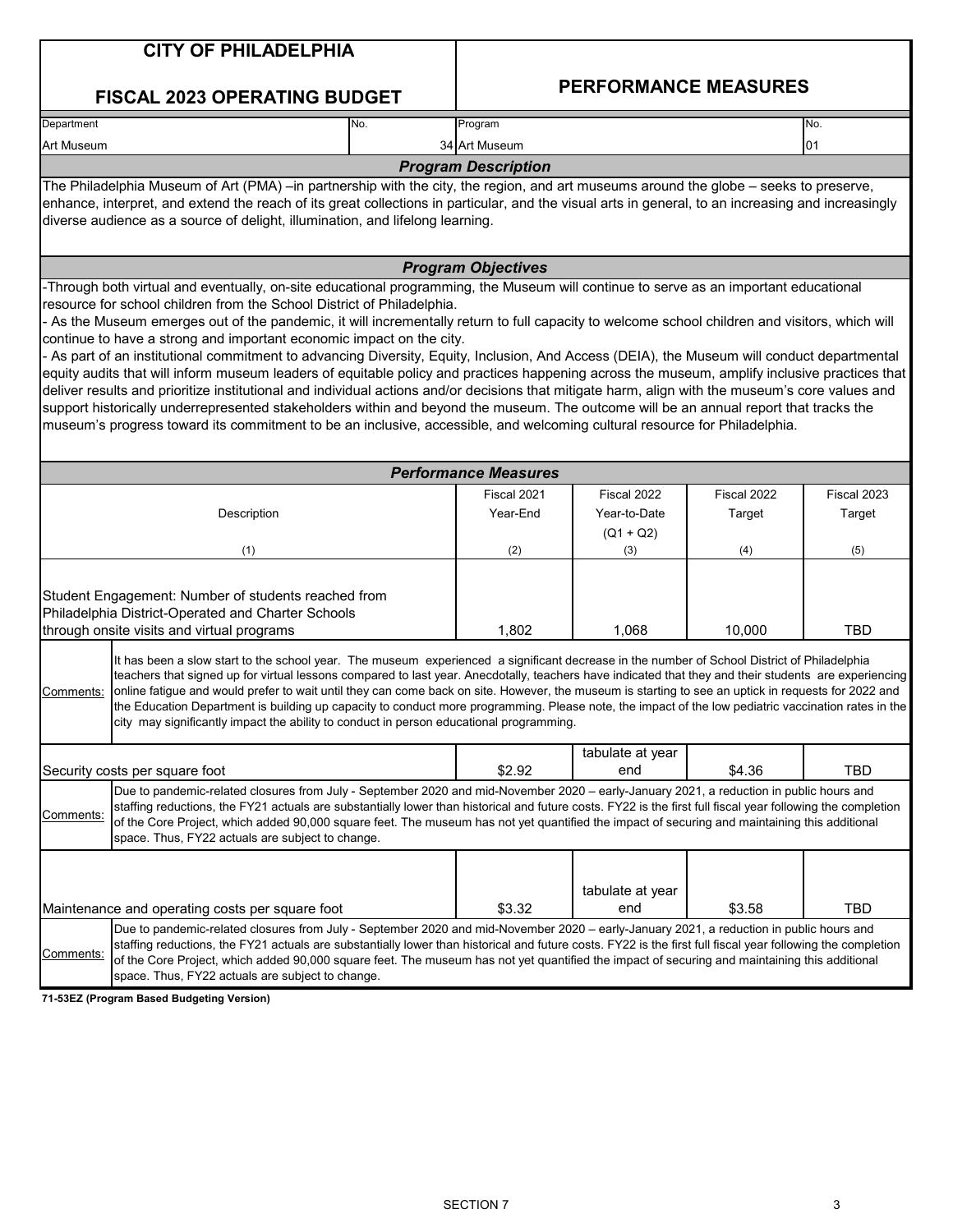# CITY OF PHILADELPHIA

## FISCAL 2023 OPERATING BUDGET

## PERFORMANCE MEASURES

| Department | No. | Program | No. |
|---|---|---|---|
| Art Museum | 34 | Art Museum | 01 |

### *Program Description*

The Philadelphia Museum of Art (PMA) –in partnership with the city, the region, and art museums around the globe – seeks to preserve, enhance, interpret, and extend the reach of its great collections in particular, and the visual arts in general, to an increasing and increasingly diverse audience as a source of delight, illumination, and lifelong learning.

### *Program Objectives*

-Through both virtual and eventually, on-site educational programming, the Museum will continue to serve as an important educational resource for school children from the School District of Philadelphia.

- As the Museum emerges out of the pandemic, it will incrementally return to full capacity to welcome school children and visitors, which will continue to have a strong and important economic impact on the city.
- As part of an institutional commitment to advancing Diversity, Equity, Inclusion, And Access (DEIA), the Museum will conduct departmental equity audits that will inform museum leaders of equitable policy and practices happening across the museum, amplify inclusive practices that deliver results and prioritize institutional and individual actions and/or decisions that mitigate harm, align with the museum's core values and support historically underrepresented stakeholders within and beyond the museum. The outcome will be an annual report that tracks the museum's progress toward its commitment to be an inclusive, accessible, and welcoming cultural resource for Philadelphia.

### *Performance Measures*

| Description (1) | Fiscal 2021 Year-End (2) | Fiscal 2022 Year-to-Date (Q1 + Q2) (3) | Fiscal 2022 Target (4) | Fiscal 2023 Target (5) |
|---|---|---|---|---|
| Student Engagement: Number of students reached from Philadelphia District-Operated and Charter Schools through onsite visits and virtual programs | 1,802 | 1,068 | 10,000 | TBD |
| Comments: It has been a slow start to the school year. The museum experienced a significant decrease in the number of School District of Philadelphia teachers that signed up for virtual lessons compared to last year. Anecdotally, teachers have indicated that they and their students are experiencing online fatigue and would prefer to wait until they can come back on site. However, the museum is starting to see an uptick in requests for 2022 and the Education Department is building up capacity to conduct more programming. Please note, the impact of the low pediatric vaccination rates in the city may significantly impact the ability to conduct in person educational programming. | | | | |
| Security costs per square foot | $2.92 | tabulate at year end | $4.36 | TBD |
| Comments: Due to pandemic-related closures from July - September 2020 and mid-November 2020 – early-January 2021, a reduction in public hours and staffing reductions, the FY21 actuals are substantially lower than historical and future costs. FY22 is the first full fiscal year following the completion of the Core Project, which added 90,000 square feet. The museum has not yet quantified the impact of securing and maintaining this additional space. Thus, FY22 actuals are subject to change. | | | | |
| Maintenance and operating costs per square foot | $3.32 | tabulate at year end | $3.58 | TBD |
| Comments: Due to pandemic-related closures from July - September 2020 and mid-November 2020 – early-January 2021, a reduction in public hours and staffing reductions, the FY21 actuals are substantially lower than historical and future costs. FY22 is the first full fiscal year following the completion of the Core Project, which added 90,000 square feet. The museum has not yet quantified the impact of securing and maintaining this additional space. Thus, FY22 actuals are subject to change. | | | | |

71-53EZ (Program Based Budgeting Version)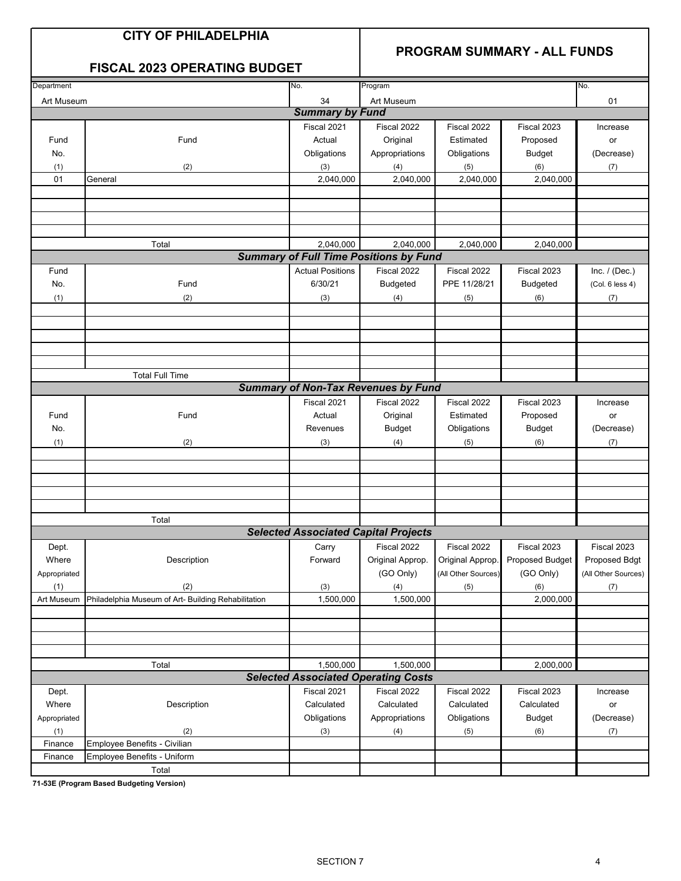# CITY OF PHILADELPHIA

## FISCAL 2023 OPERATING BUDGET

## PROGRAM SUMMARY - ALL FUNDS

| Department | No. | Program | No. |
|---|---|---|---|
| Art Museum | 34 | Art Museum | 01 |

### Summary by Fund

| Fund No. | Fund | Fiscal 2021 Actual Obligations | Fiscal 2022 Original Appropriations | Fiscal 2022 Estimated Obligations | Fiscal 2023 Proposed Budget | Increase or (Decrease) |
|---|---|---|---|---|---|---|
| (1) | (2) | (3) | (4) | (5) | (6) | (7) |
| 01 | General | 2,040,000 | 2,040,000 | 2,040,000 | 2,040,000 | |
| | Total | 2,040,000 | 2,040,000 | 2,040,000 | 2,040,000 | |

### Summary of Full Time Positions by Fund

| Fund No. | Fund | Actual Positions 6/30/21 | Fiscal 2022 Budgeted | Fiscal 2022 PPE 11/28/21 | Fiscal 2023 Budgeted | Inc. / (Dec.) (Col. 6 less 4) |
|---|---|---|---|---|---|---|
| (1) | (2) | (3) | (4) | (5) | (6) | (7) |
| | Total Full Time | | | | | |

### Summary of Non-Tax Revenues by Fund

| Fund No. | Fund | Fiscal 2021 Actual Revenues | Fiscal 2022 Original Budget | Fiscal 2022 Estimated Obligations | Fiscal 2023 Proposed Budget | Increase or (Decrease) |
|---|---|---|---|---|---|---|
| (1) | (2) | (3) | (4) | (5) | (6) | (7) |
| | Total | | | | | |

### Selected Associated Capital Projects

| Dept. Where Appropriated | Description | Carry Forward | Fiscal 2022 Original Approp. (GO Only) | Fiscal 2022 Original Approp. (All Other Sources) | Fiscal 2023 Proposed Budget (GO Only) | Fiscal 2023 Proposed Bdgt (All Other Sources) |
|---|---|---|---|---|---|---|
| (1) | (2) | (3) | (4) | (5) | (6) | (7) |
| Art Museum | Philadelphia Museum of Art- Building Rehabilitation | 1,500,000 | 1,500,000 | | 2,000,000 | |
| | Total | 1,500,000 | 1,500,000 | | 2,000,000 | |

### Selected Associated Operating Costs

| Dept. Where Appropriated | Description | Fiscal 2021 Calculated Obligations | Fiscal 2022 Calculated Appropriations | Fiscal 2022 Calculated Obligations | Fiscal 2023 Calculated Budget | Increase or (Decrease) |
|---|---|---|---|---|---|---|
| (1) | (2) | (3) | (4) | (5) | (6) | (7) |
| Finance | Employee Benefits - Civilian | | | | | |
| Finance | Employee Benefits - Uniform | | | | | |
| | Total | | | | | |

**71-53E (Program Based Budgeting Version)**

SECTION 7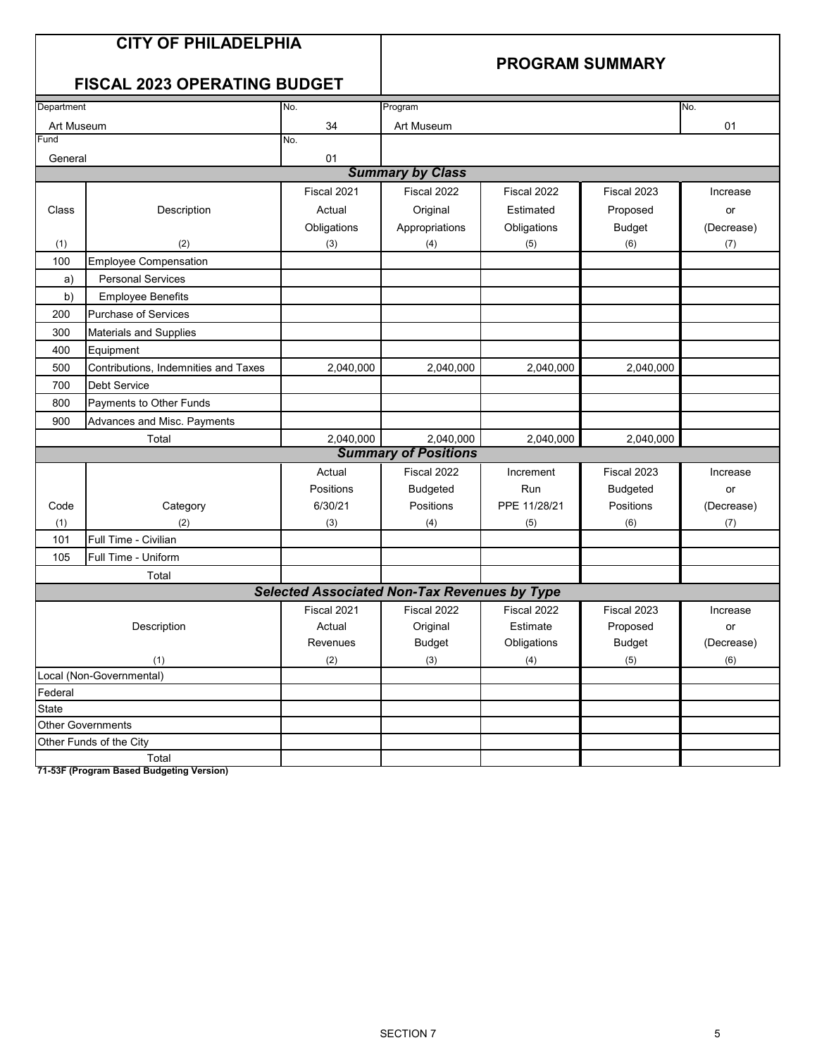# CITY OF PHILADELPHIA

## FISCAL 2023 OPERATING BUDGET

## PROGRAM SUMMARY

| Department | No. | Program | No. |
|---|---|---|---|
| Art Museum | 34 | Art Museum | 01 |
| Fund | No. | | |
| General | 01 | | |

### *Summary by Class*

| Class (1) | Description (2) | Fiscal 2021 Actual Obligations (3) | Fiscal 2022 Original Appropriations (4) | Fiscal 2022 Estimated Obligations (5) | Fiscal 2023 Proposed Budget (6) | Increase or (Decrease) (7) |
|---|---|---|---|---|---|---|
| 100 | Employee Compensation | | | | | |
| a) | Personal Services | | | | | |
| b) | Employee Benefits | | | | | |
| 200 | Purchase of Services | | | | | |
| 300 | Materials and Supplies | | | | | |
| 400 | Equipment | | | | | |
| 500 | Contributions, Indemnities and Taxes | 2,040,000 | 2,040,000 | 2,040,000 | 2,040,000 | |
| 700 | Debt Service | | | | | |
| 800 | Payments to Other Funds | | | | | |
| 900 | Advances and Misc. Payments | | | | | |
| | Total | 2,040,000 | 2,040,000 | 2,040,000 | 2,040,000 | |

### *Summary of Positions*

| Code (1) | Category (2) | Actual Positions 6/30/21 (3) | Fiscal 2022 Budgeted Positions (4) | Increment Run PPE 11/28/21 (5) | Fiscal 2023 Budgeted Positions (6) | Increase or (Decrease) (7) |
|---|---|---|---|---|---|---|
| 101 | Full Time - Civilian | | | | | |
| 105 | Full Time - Uniform | | | | | |
| | Total | | | | | |

### *Selected Associated Non-Tax Revenues by Type*

| Description (1) | Fiscal 2021 Actual Revenues (2) | Fiscal 2022 Original Budget (3) | Fiscal 2022 Estimate Obligations (4) | Fiscal 2023 Proposed Budget (5) | Increase or (Decrease) (6) |
|---|---|---|---|---|---|
| Local (Non-Governmental) | | | | | |
| Federal | | | | | |
| State | | | | | |
| Other Governments | | | | | |
| Other Funds of the City | | | | | |
| Total | | | | | |

**71-53F (Program Based Budgeting Version)**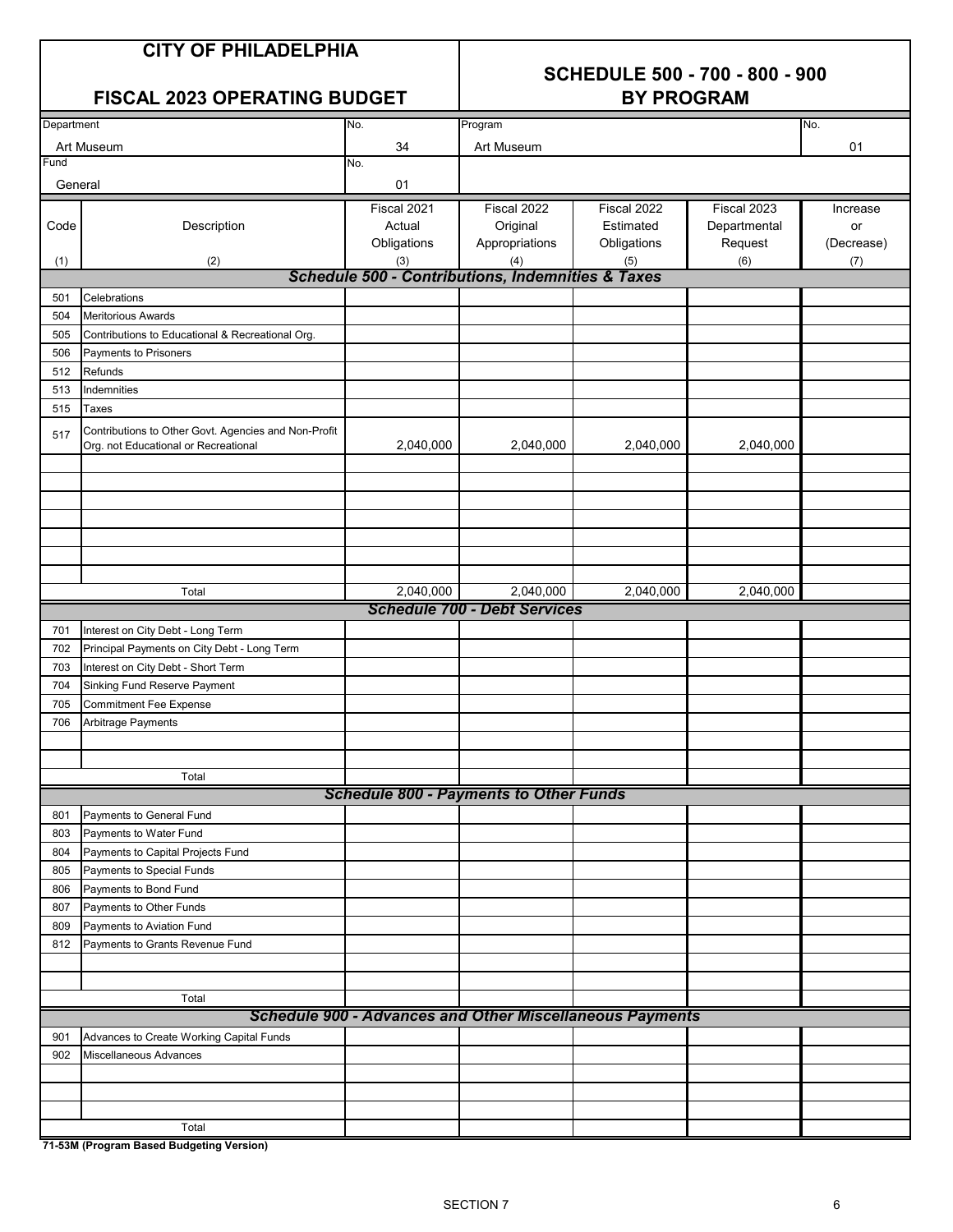# CITY OF PHILADELPHIA

## FISCAL 2023 OPERATING BUDGET

## SCHEDULE 500 - 700 - 800 - 900 BY PROGRAM

| Department | No. | Program | No. |
|---|---|---|---|
| Art Museum | 34 | Art Museum | 01 |
| **Fund** | **No.** | | |
| General | 01 | | |

| Code (1) | Description (2) | Fiscal 2021 Actual Obligations (3) | Fiscal 2022 Original Appropriations (4) | Fiscal 2022 Estimated Obligations (5) | Fiscal 2023 Departmental Request (6) | Increase or (Decrease) (7) |
|---|---|---|---|---|---|---|
| | ***Schedule 500 - Contributions, Indemnities & Taxes*** | | | | | |
| 501 | Celebrations | | | | | |
| 504 | Meritorious Awards | | | | | |
| 505 | Contributions to Educational & Recreational Org. | | | | | |
| 506 | Payments to Prisoners | | | | | |
| 512 | Refunds | | | | | |
| 513 | Indemnities | | | | | |
| 515 | Taxes | | | | | |
| 517 | Contributions to Other Govt. Agencies and Non-Profit Org. not Educational or Recreational | 2,040,000 | 2,040,000 | 2,040,000 | 2,040,000 | |
| | Total | 2,040,000 | 2,040,000 | 2,040,000 | 2,040,000 | |
| | ***Schedule 700 - Debt Services*** | | | | | |
| 701 | Interest on City Debt - Long Term | | | | | |
| 702 | Principal Payments on City Debt - Long Term | | | | | |
| 703 | Interest on City Debt - Short Term | | | | | |
| 704 | Sinking Fund Reserve Payment | | | | | |
| 705 | Commitment Fee Expense | | | | | |
| 706 | Arbitrage Payments | | | | | |
| | Total | | | | | |
| | ***Schedule 800 - Payments to Other Funds*** | | | | | |
| 801 | Payments to General Fund | | | | | |
| 803 | Payments to Water Fund | | | | | |
| 804 | Payments to Capital Projects Fund | | | | | |
| 805 | Payments to Special Funds | | | | | |
| 806 | Payments to Bond Fund | | | | | |
| 807 | Payments to Other Funds | | | | | |
| 809 | Payments to Aviation Fund | | | | | |
| 812 | Payments to Grants Revenue Fund | | | | | |
| | Total | | | | | |
| | ***Schedule 900 - Advances and Other Miscellaneous Payments*** | | | | | |
| 901 | Advances to Create Working Capital Funds | | | | | |
| 902 | Miscellaneous Advances | | | | | |
| | Total | | | | | |

**71-53M (Program Based Budgeting Version)**

SECTION 7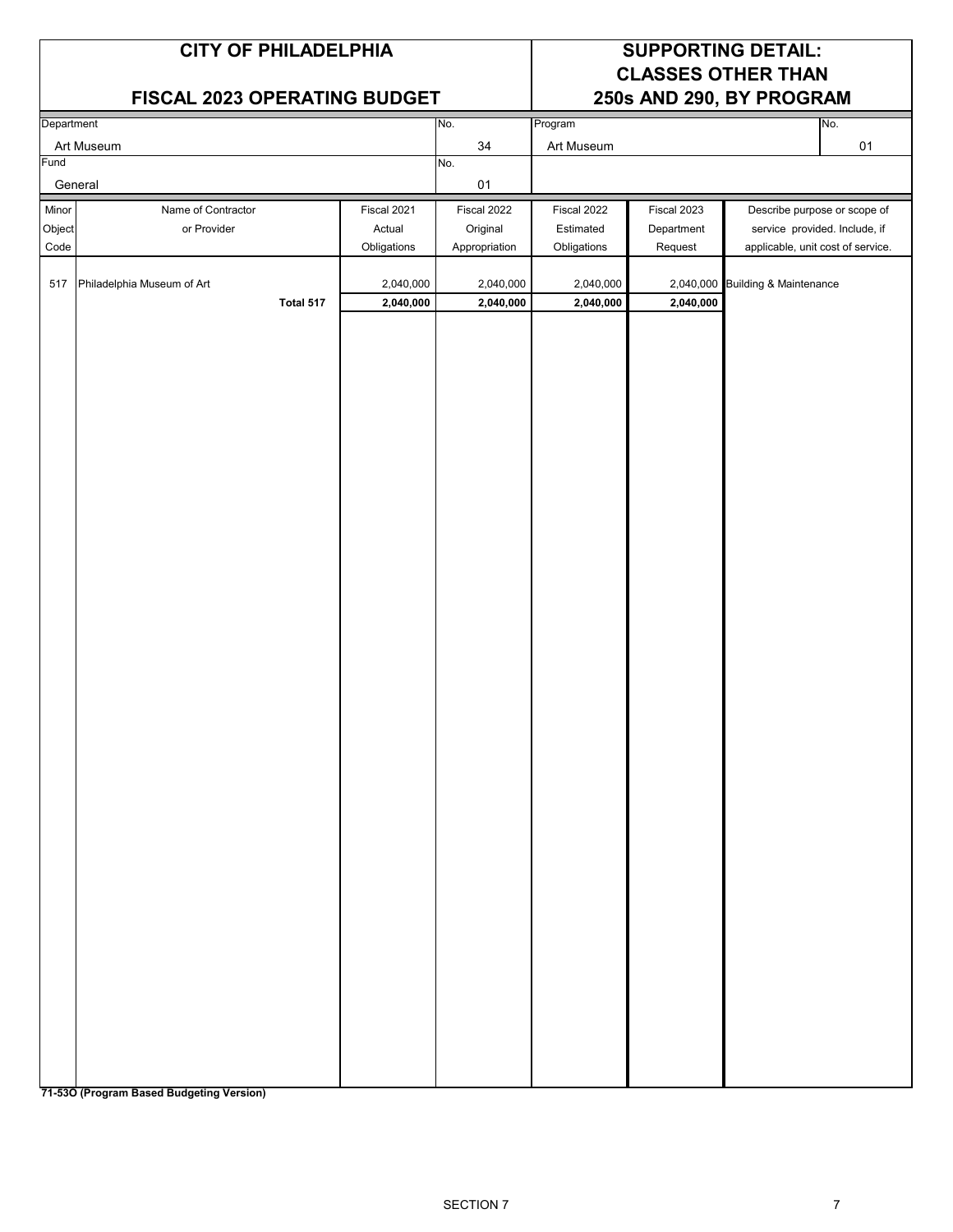# CITY OF PHILADELPHIA

## FISCAL 2023 OPERATING BUDGET

## SUPPORTING DETAIL: CLASSES OTHER THAN 250s AND 290, BY PROGRAM

| Department | No. | Program | No. |
|---|---|---|---|
| Art Museum | 34 | Art Museum | 01 |
| **Fund** | **No.** | | |
| General | 01 | | |

| Minor Object Code | Name of Contractor or Provider | Fiscal 2021 Actual Obligations | Fiscal 2022 Original Appropriation | Fiscal 2022 Estimated Obligations | Fiscal 2023 Department Request | Describe purpose or scope of service provided. Include, if applicable, unit cost of service. |
|---|---|---|---|---|---|---|
| 517 | Philadelphia Museum of Art | 2,040,000 | 2,040,000 | 2,040,000 | 2,040,000 | Building & Maintenance |
| | **Total 517** | **2,040,000** | **2,040,000** | **2,040,000** | **2,040,000** | |

**71-53O (Program Based Budgeting Version)**

SECTION 7